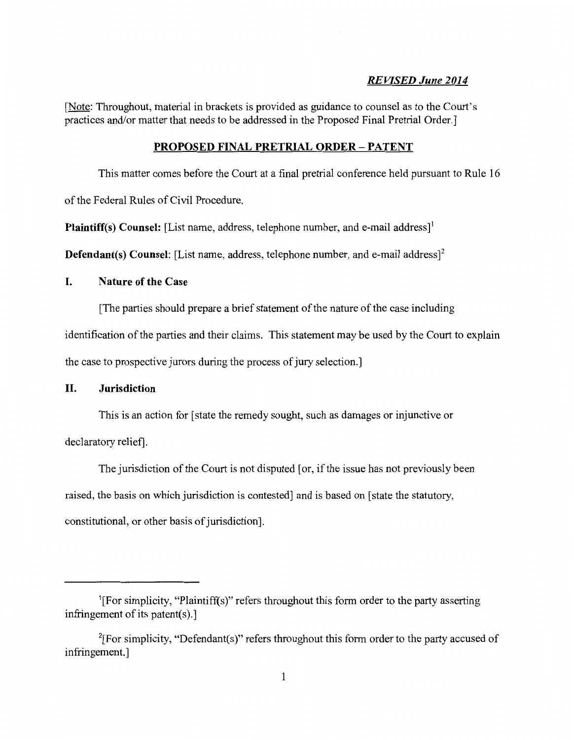***REVISED June 2014***

[Note: Throughout, material in brackets is provided as guidance to counsel as to the Court's practices and/or matter that needs to be addressed in the Proposed Final Pretrial Order.]

## PROPOSED FINAL PRETRIAL ORDER – PATENT

This matter comes before the Court at a final pretrial conference held pursuant to Rule 16 of the Federal Rules of Civil Procedure.

**Plaintiff(s) Counsel:** [List name, address, telephone number, and e-mail address][1]

**Defendant(s) Counsel:** [List name, address, telephone number, and e-mail address][2]

### I. Nature of the Case

[The parties should prepare a brief statement of the nature of the case including identification of the parties and their claims. This statement may be used by the Court to explain the case to prospective jurors during the process of jury selection.]

### II. Jurisdiction

This is an action for [state the remedy sought, such as damages or injunctive or declaratory relief].

The jurisdiction of the Court is not disputed [or, if the issue has not previously been raised, the basis on which jurisdiction is contested] and is based on [state the statutory, constitutional, or other basis of jurisdiction].

---

[1] [For simplicity, "Plaintiff(s)" refers throughout this form order to the party asserting infringement of its patent(s).]

[2] [For simplicity, "Defendant(s)" refers throughout this form order to the party accused of infringement.]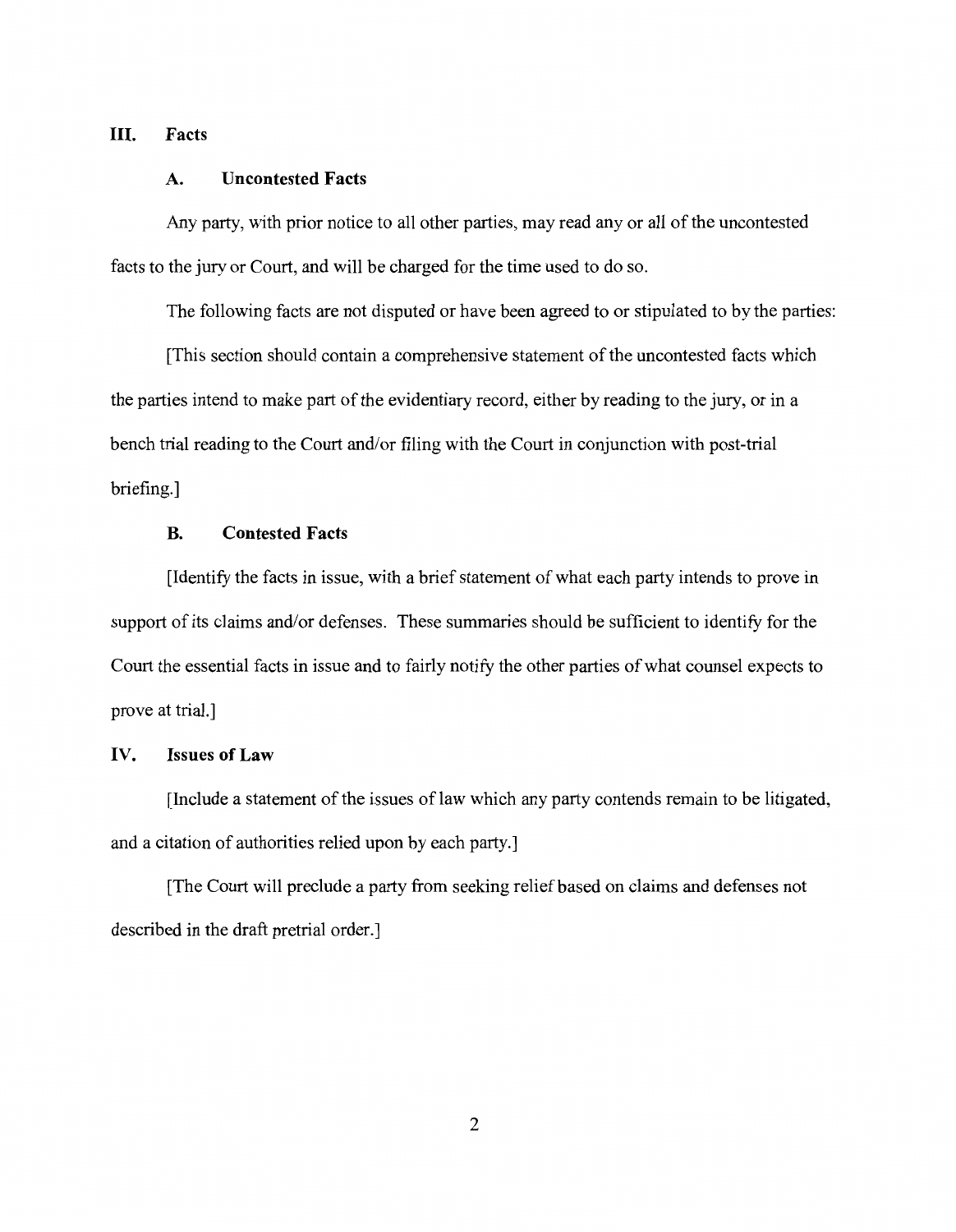## III. Facts

### A. Uncontested Facts

Any party, with prior notice to all other parties, may read any or all of the uncontested facts to the jury or Court, and will be charged for the time used to do so.

The following facts are not disputed or have been agreed to or stipulated to by the parties:

[This section should contain a comprehensive statement of the uncontested facts which the parties intend to make part of the evidentiary record, either by reading to the jury, or in a bench trial reading to the Court and/or filing with the Court in conjunction with post-trial briefing.]

### B. Contested Facts

[Identify the facts in issue, with a brief statement of what each party intends to prove in support of its claims and/or defenses. These summaries should be sufficient to identify for the Court the essential facts in issue and to fairly notify the other parties of what counsel expects to prove at trial.]

## IV. Issues of Law

[Include a statement of the issues of law which any party contends remain to be litigated, and a citation of authorities relied upon by each party.]

[The Court will preclude a party from seeking relief based on claims and defenses not described in the draft pretrial order.]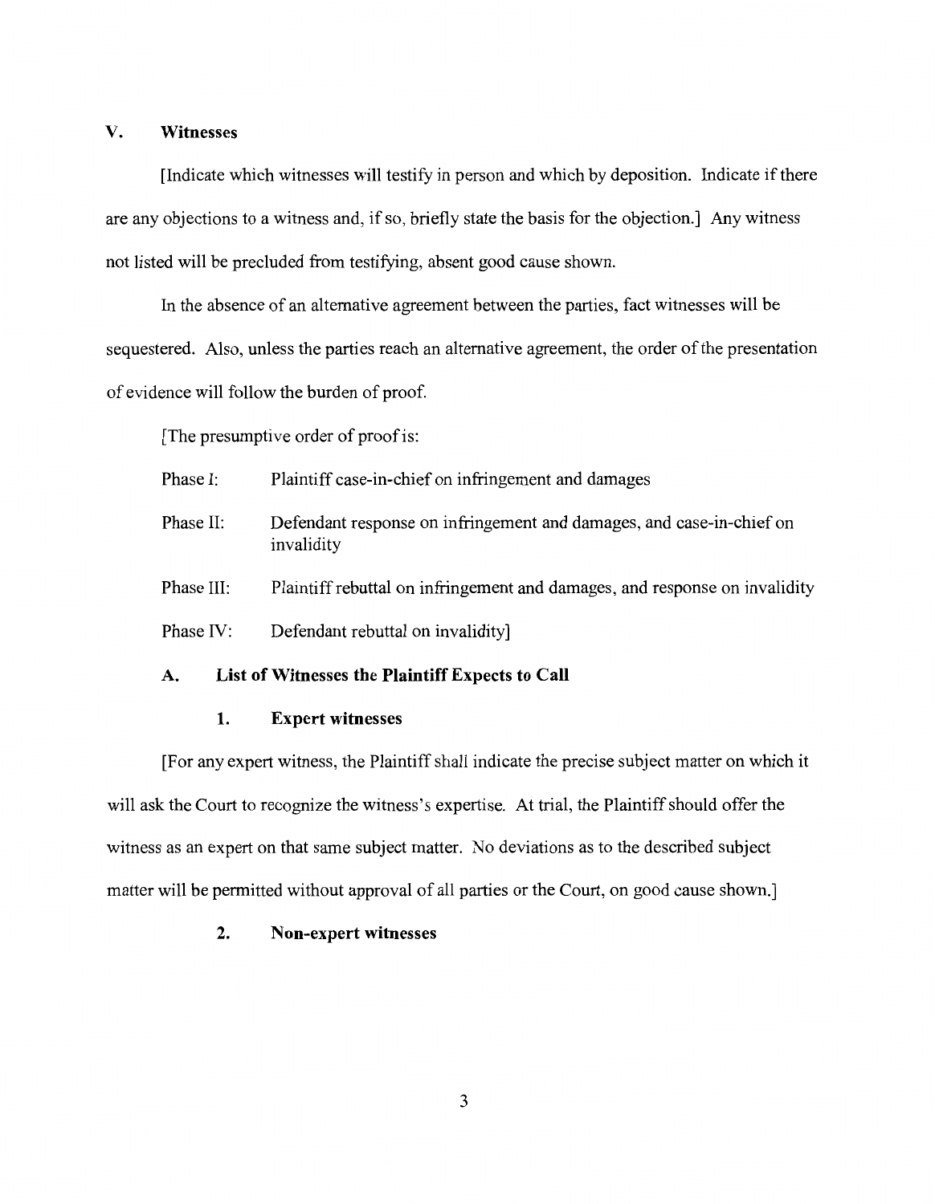## V. Witnesses

[Indicate which witnesses will testify in person and which by deposition. Indicate if there are any objections to a witness and, if so, briefly state the basis for the objection.] Any witness not listed will be precluded from testifying, absent good cause shown.

In the absence of an alternative agreement between the parties, fact witnesses will be sequestered. Also, unless the parties reach an alternative agreement, the order of the presentation of evidence will follow the burden of proof.

[The presumptive order of proof is:

| | |
|---|---|
| Phase I: | Plaintiff case-in-chief on infringement and damages |
| Phase II: | Defendant response on infringement and damages, and case-in-chief on invalidity |
| Phase III: | Plaintiff rebuttal on infringement and damages, and response on invalidity |
| Phase IV: | Defendant rebuttal on invalidity] |

### A. List of Witnesses the Plaintiff Expects to Call

#### 1. Expert witnesses

[For any expert witness, the Plaintiff shall indicate the precise subject matter on which it will ask the Court to recognize the witness's expertise. At trial, the Plaintiff should offer the witness as an expert on that same subject matter. No deviations as to the described subject matter will be permitted without approval of all parties or the Court, on good cause shown.]

#### 2. Non-expert witnesses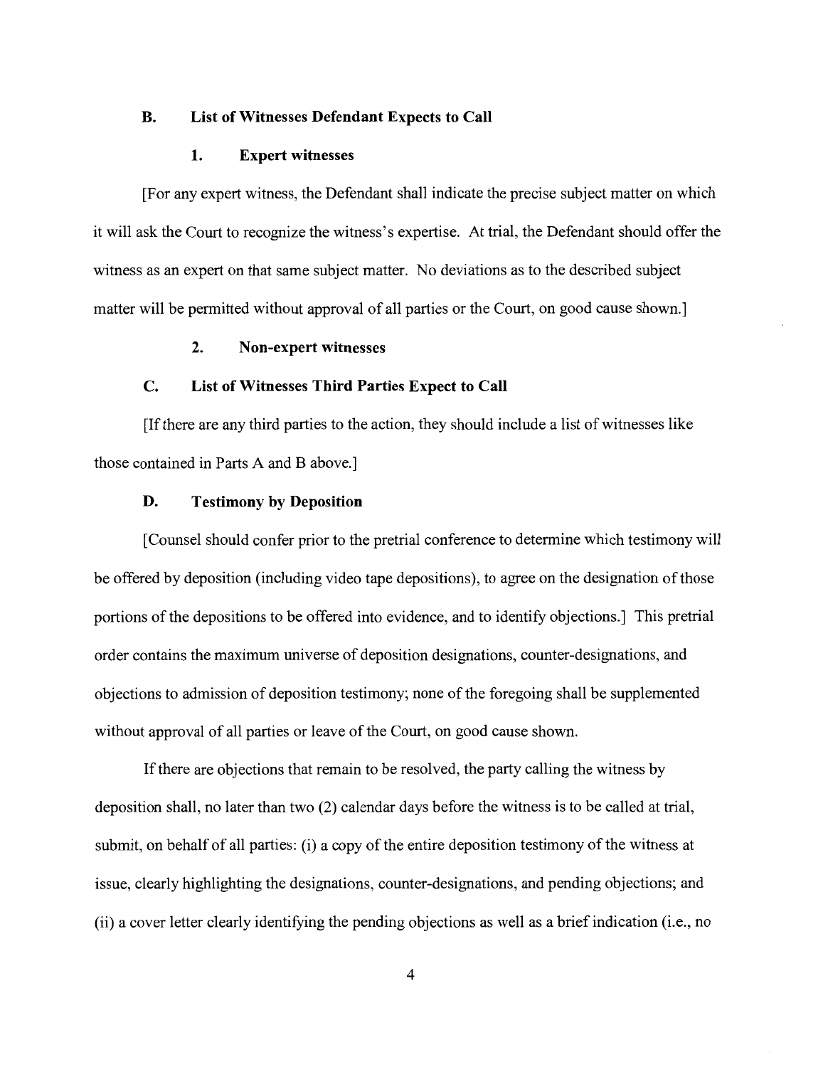### B. List of Witnesses Defendant Expects to Call

#### 1. Expert witnesses

[For any expert witness, the Defendant shall indicate the precise subject matter on which it will ask the Court to recognize the witness's expertise. At trial, the Defendant should offer the witness as an expert on that same subject matter. No deviations as to the described subject matter will be permitted without approval of all parties or the Court, on good cause shown.]

#### 2. Non-expert witnesses

### C. List of Witnesses Third Parties Expect to Call

[If there are any third parties to the action, they should include a list of witnesses like those contained in Parts A and B above.]

### D. Testimony by Deposition

[Counsel should confer prior to the pretrial conference to determine which testimony will be offered by deposition (including video tape depositions), to agree on the designation of those portions of the depositions to be offered into evidence, and to identify objections.] This pretrial order contains the maximum universe of deposition designations, counter-designations, and objections to admission of deposition testimony; none of the foregoing shall be supplemented without approval of all parties or leave of the Court, on good cause shown.

If there are objections that remain to be resolved, the party calling the witness by deposition shall, no later than two (2) calendar days before the witness is to be called at trial, submit, on behalf of all parties: (i) a copy of the entire deposition testimony of the witness at issue, clearly highlighting the designations, counter-designations, and pending objections; and (ii) a cover letter clearly identifying the pending objections as well as a brief indication (i.e., no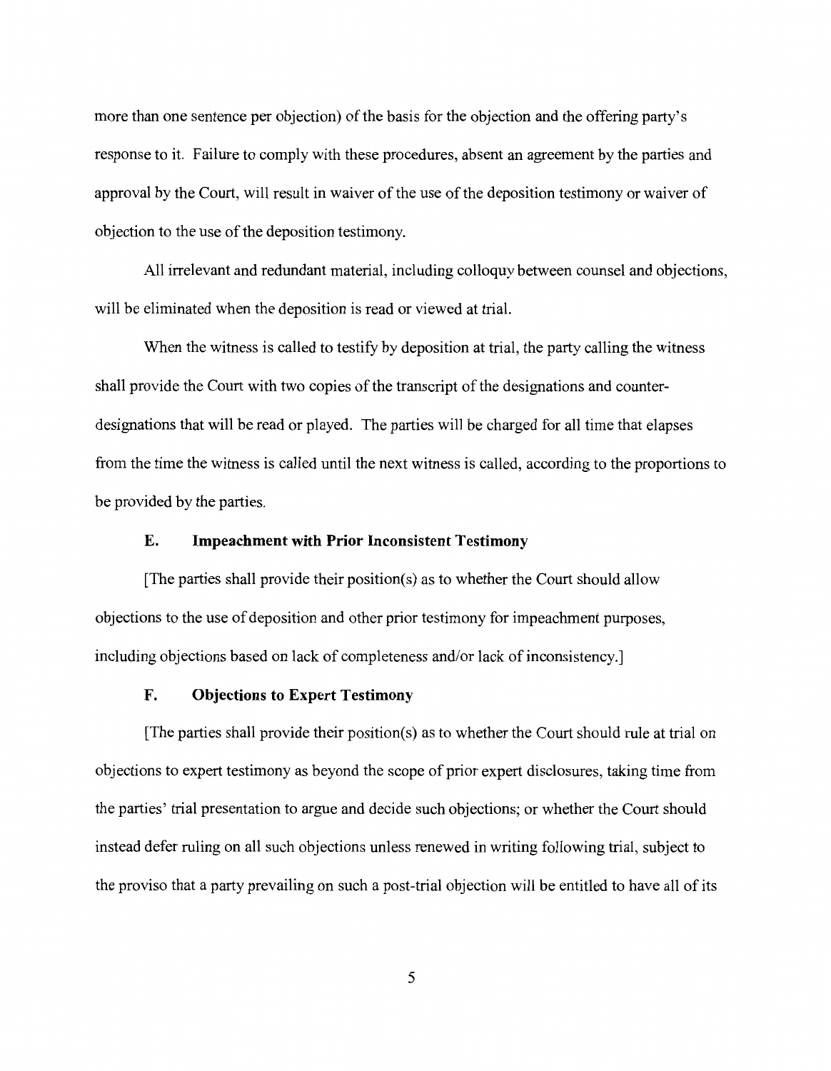more than one sentence per objection) of the basis for the objection and the offering party's response to it. Failure to comply with these procedures, absent an agreement by the parties and approval by the Court, will result in waiver of the use of the deposition testimony or waiver of objection to the use of the deposition testimony.

All irrelevant and redundant material, including colloquy between counsel and objections, will be eliminated when the deposition is read or viewed at trial.

When the witness is called to testify by deposition at trial, the party calling the witness shall provide the Court with two copies of the transcript of the designations and counter-designations that will be read or played. The parties will be charged for all time that elapses from the time the witness is called until the next witness is called, according to the proportions to be provided by the parties.

### E. Impeachment with Prior Inconsistent Testimony

[The parties shall provide their position(s) as to whether the Court should allow objections to the use of deposition and other prior testimony for impeachment purposes, including objections based on lack of completeness and/or lack of inconsistency.]

### F. Objections to Expert Testimony

[The parties shall provide their position(s) as to whether the Court should rule at trial on objections to expert testimony as beyond the scope of prior expert disclosures, taking time from the parties' trial presentation to argue and decide such objections; or whether the Court should instead defer ruling on all such objections unless renewed in writing following trial, subject to the proviso that a party prevailing on such a post-trial objection will be entitled to have all of its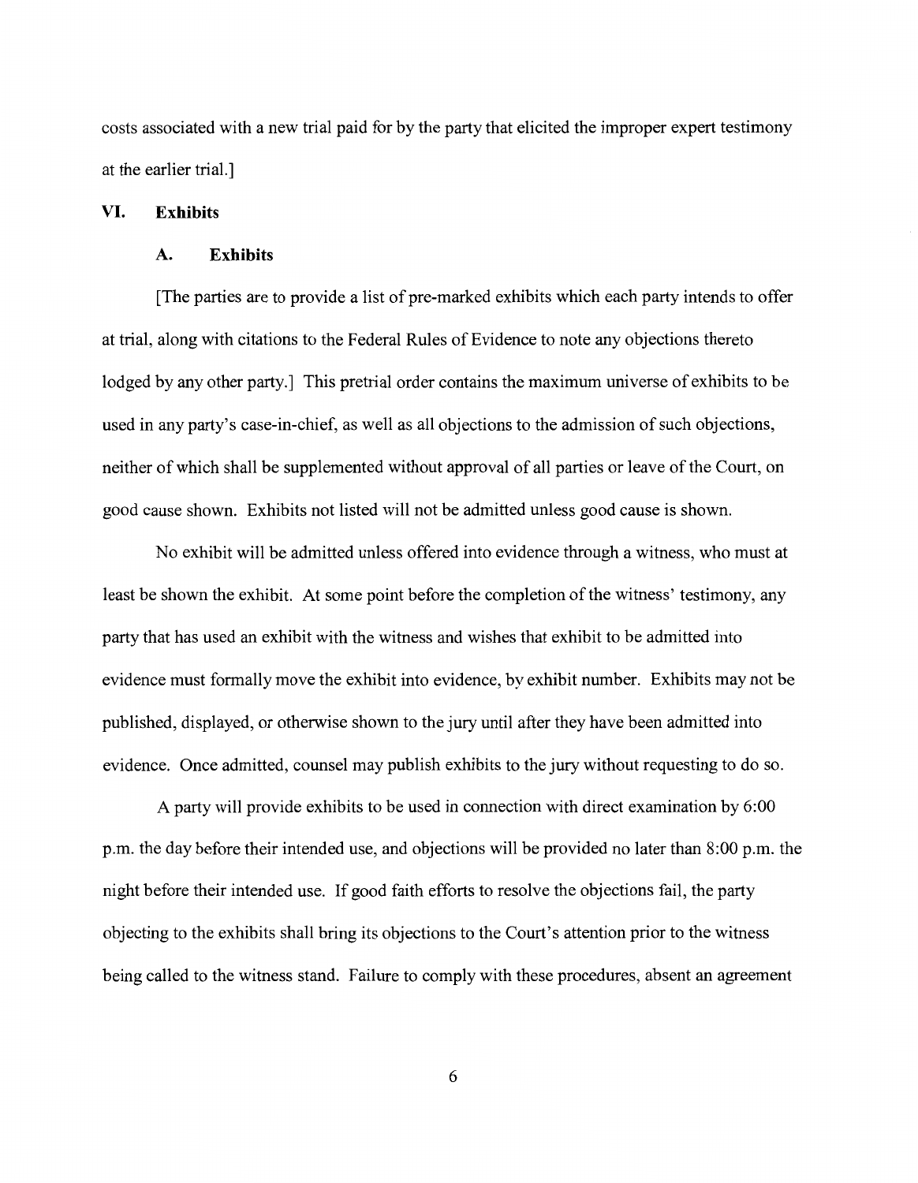costs associated with a new trial paid for by the party that elicited the improper expert testimony at the earlier trial.]

## VI. Exhibits

### A. Exhibits

[The parties are to provide a list of pre-marked exhibits which each party intends to offer at trial, along with citations to the Federal Rules of Evidence to note any objections thereto lodged by any other party.] This pretrial order contains the maximum universe of exhibits to be used in any party's case-in-chief, as well as all objections to the admission of such objections, neither of which shall be supplemented without approval of all parties or leave of the Court, on good cause shown. Exhibits not listed will not be admitted unless good cause is shown.

No exhibit will be admitted unless offered into evidence through a witness, who must at least be shown the exhibit. At some point before the completion of the witness' testimony, any party that has used an exhibit with the witness and wishes that exhibit to be admitted into evidence must formally move the exhibit into evidence, by exhibit number. Exhibits may not be published, displayed, or otherwise shown to the jury until after they have been admitted into evidence. Once admitted, counsel may publish exhibits to the jury without requesting to do so.

A party will provide exhibits to be used in connection with direct examination by 6:00 p.m. the day before their intended use, and objections will be provided no later than 8:00 p.m. the night before their intended use. If good faith efforts to resolve the objections fail, the party objecting to the exhibits shall bring its objections to the Court's attention prior to the witness being called to the witness stand. Failure to comply with these procedures, absent an agreement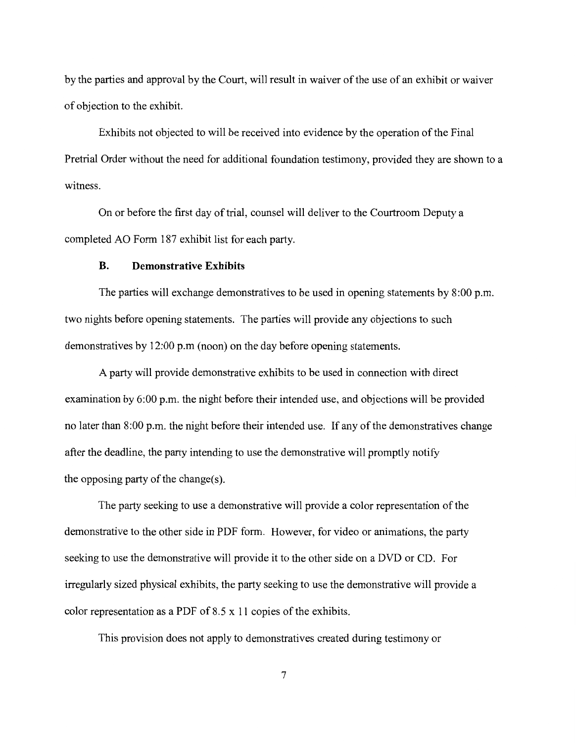by the parties and approval by the Court, will result in waiver of the use of an exhibit or waiver of objection to the exhibit.

Exhibits not objected to will be received into evidence by the operation of the Final Pretrial Order without the need for additional foundation testimony, provided they are shown to a witness.

On or before the first day of trial, counsel will deliver to the Courtroom Deputy a completed AO Form 187 exhibit list for each party.

### B. Demonstrative Exhibits

The parties will exchange demonstratives to be used in opening statements by 8:00 p.m. two nights before opening statements. The parties will provide any objections to such demonstratives by 12:00 p.m (noon) on the day before opening statements.

A party will provide demonstrative exhibits to be used in connection with direct examination by 6:00 p.m. the night before their intended use, and objections will be provided no later than 8:00 p.m. the night before their intended use. If any of the demonstratives change after the deadline, the party intending to use the demonstrative will promptly notify the opposing party of the change(s).

The party seeking to use a demonstrative will provide a color representation of the demonstrative to the other side in PDF form. However, for video or animations, the party seeking to use the demonstrative will provide it to the other side on a DVD or CD. For irregularly sized physical exhibits, the party seeking to use the demonstrative will provide a color representation as a PDF of 8.5 x 11 copies of the exhibits.

This provision does not apply to demonstratives created during testimony or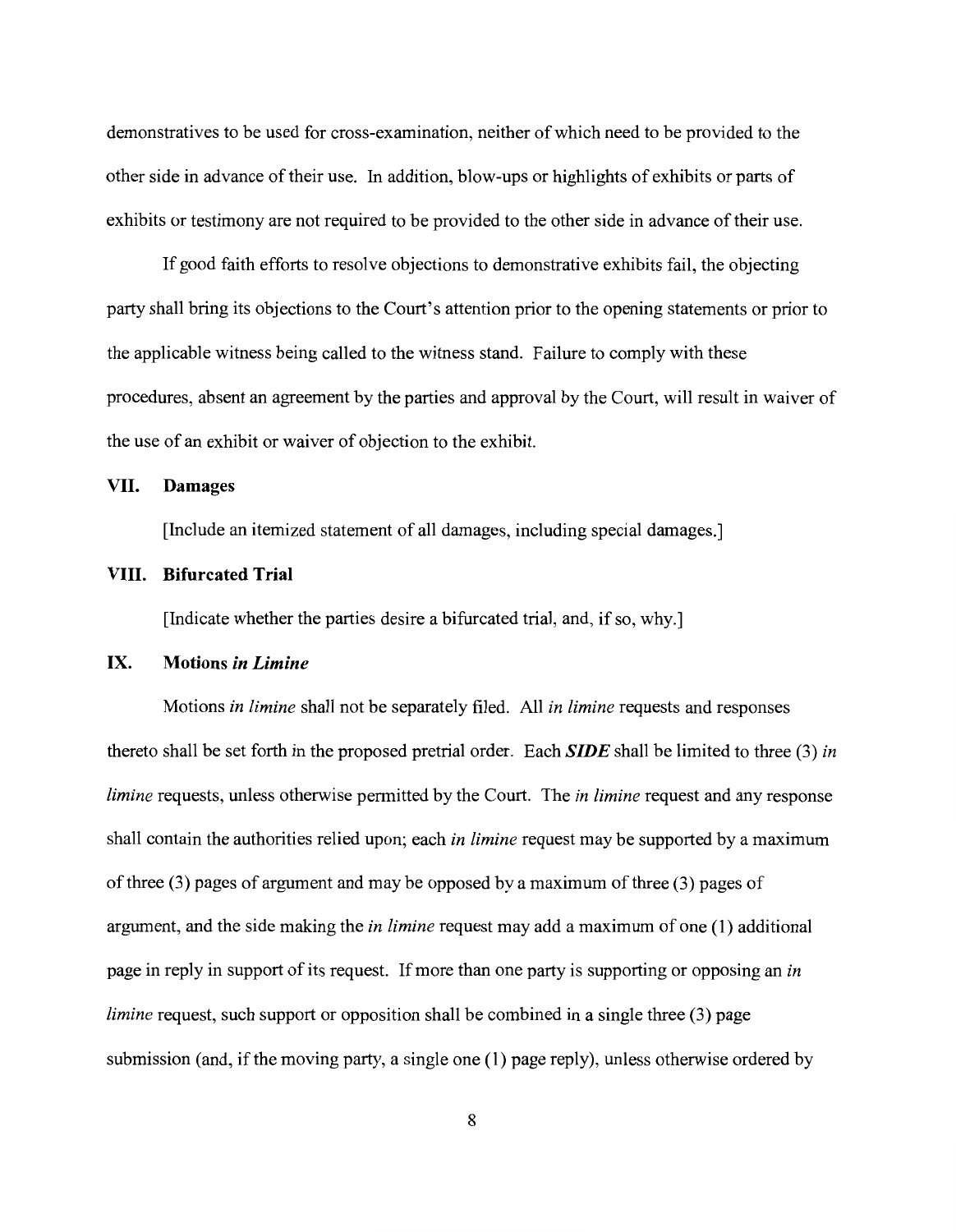demonstratives to be used for cross-examination, neither of which need to be provided to the other side in advance of their use. In addition, blow-ups or highlights of exhibits or parts of exhibits or testimony are not required to be provided to the other side in advance of their use.

If good faith efforts to resolve objections to demonstrative exhibits fail, the objecting party shall bring its objections to the Court's attention prior to the opening statements or prior to the applicable witness being called to the witness stand. Failure to comply with these procedures, absent an agreement by the parties and approval by the Court, will result in waiver of the use of an exhibit or waiver of objection to the exhibit.

## VII. Damages

[Include an itemized statement of all damages, including special damages.]

## VIII. Bifurcated Trial

[Indicate whether the parties desire a bifurcated trial, and, if so, why.]

## IX. Motions *in Limine*

Motions *in limine* shall not be separately filed. All *in limine* requests and responses thereto shall be set forth in the proposed pretrial order. Each ***SIDE*** shall be limited to three (3) *in limine* requests, unless otherwise permitted by the Court. The *in limine* request and any response shall contain the authorities relied upon; each *in limine* request may be supported by a maximum of three (3) pages of argument and may be opposed by a maximum of three (3) pages of argument, and the side making the *in limine* request may add a maximum of one (1) additional page in reply in support of its request. If more than one party is supporting or opposing an *in limine* request, such support or opposition shall be combined in a single three (3) page submission (and, if the moving party, a single one (1) page reply), unless otherwise ordered by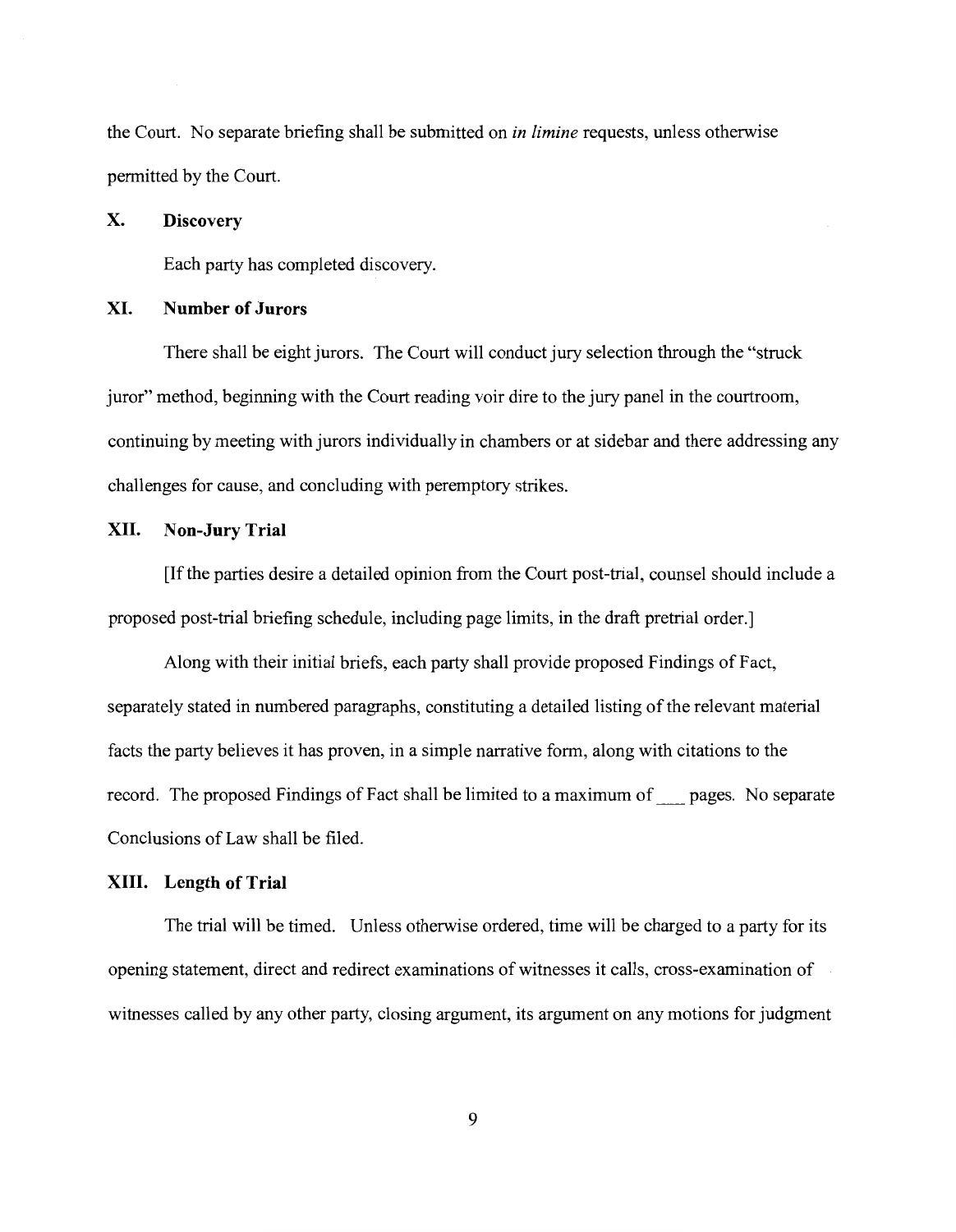the Court. No separate briefing shall be submitted on *in limine* requests, unless otherwise permitted by the Court.

## X. Discovery

Each party has completed discovery.

## XI. Number of Jurors

There shall be eight jurors. The Court will conduct jury selection through the "struck juror" method, beginning with the Court reading voir dire to the jury panel in the courtroom, continuing by meeting with jurors individually in chambers or at sidebar and there addressing any challenges for cause, and concluding with peremptory strikes.

## XII. Non-Jury Trial

[If the parties desire a detailed opinion from the Court post-trial, counsel should include a proposed post-trial briefing schedule, including page limits, in the draft pretrial order.]

Along with their initial briefs, each party shall provide proposed Findings of Fact, separately stated in numbered paragraphs, constituting a detailed listing of the relevant material facts the party believes it has proven, in a simple narrative form, along with citations to the record. The proposed Findings of Fact shall be limited to a maximum of ___ pages. No separate Conclusions of Law shall be filed.

## XIII. Length of Trial

The trial will be timed. Unless otherwise ordered, time will be charged to a party for its opening statement, direct and redirect examinations of witnesses it calls, cross-examination of witnesses called by any other party, closing argument, its argument on any motions for judgment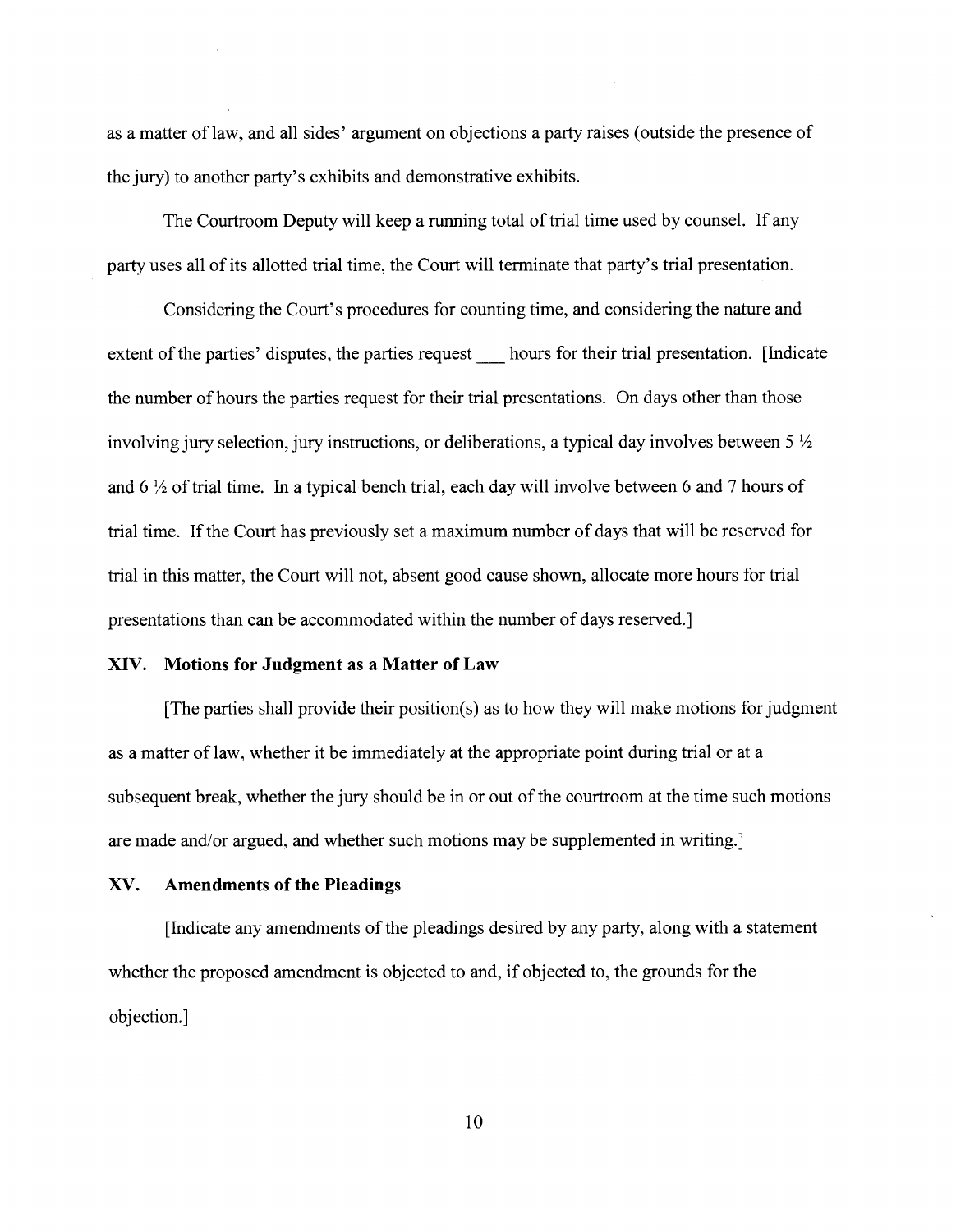as a matter of law, and all sides' argument on objections a party raises (outside the presence of the jury) to another party's exhibits and demonstrative exhibits.

The Courtroom Deputy will keep a running total of trial time used by counsel. If any party uses all of its allotted trial time, the Court will terminate that party's trial presentation.

Considering the Court's procedures for counting time, and considering the nature and extent of the parties' disputes, the parties request ___ hours for their trial presentation. [Indicate the number of hours the parties request for their trial presentations. On days other than those involving jury selection, jury instructions, or deliberations, a typical day involves between 5 ½ and 6 ½ of trial time. In a typical bench trial, each day will involve between 6 and 7 hours of trial time. If the Court has previously set a maximum number of days that will be reserved for trial in this matter, the Court will not, absent good cause shown, allocate more hours for trial presentations than can be accommodated within the number of days reserved.]

## XIV. Motions for Judgment as a Matter of Law

[The parties shall provide their position(s) as to how they will make motions for judgment as a matter of law, whether it be immediately at the appropriate point during trial or at a subsequent break, whether the jury should be in or out of the courtroom at the time such motions are made and/or argued, and whether such motions may be supplemented in writing.]

## XV. Amendments of the Pleadings

[Indicate any amendments of the pleadings desired by any party, along with a statement whether the proposed amendment is objected to and, if objected to, the grounds for the objection.]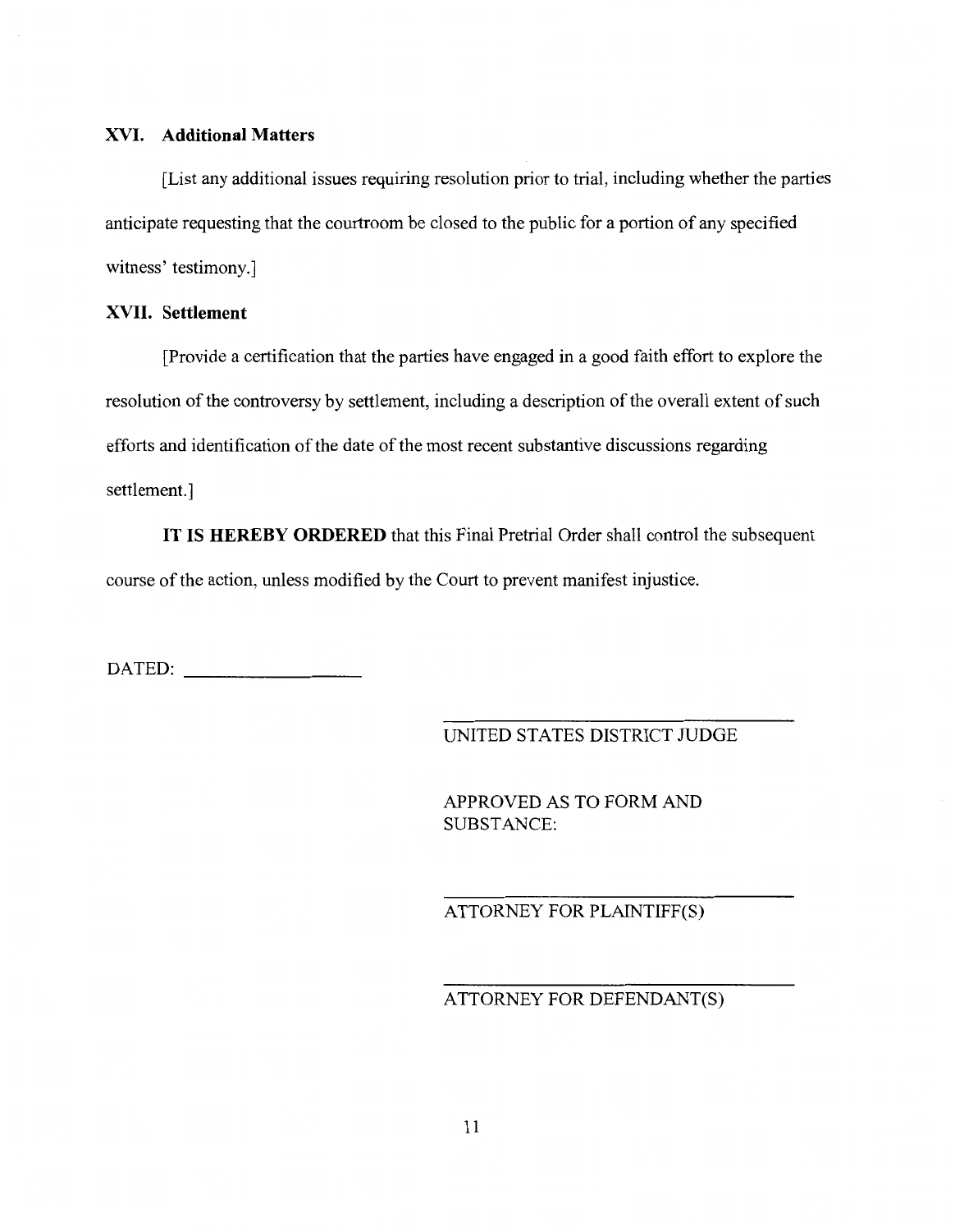## XVI. Additional Matters

[List any additional issues requiring resolution prior to trial, including whether the parties anticipate requesting that the courtroom be closed to the public for a portion of any specified witness' testimony.]

## XVII. Settlement

[Provide a certification that the parties have engaged in a good faith effort to explore the resolution of the controversy by settlement, including a description of the overall extent of such efforts and identification of the date of the most recent substantive discussions regarding settlement.]

**IT IS HEREBY ORDERED** that this Final Pretrial Order shall control the subsequent course of the action, unless modified by the Court to prevent manifest injustice.

DATED: ____________________

_________________________________
UNITED STATES DISTRICT JUDGE

APPROVED AS TO FORM AND SUBSTANCE:

_________________________________
ATTORNEY FOR PLAINTIFF(S)

_________________________________
ATTORNEY FOR DEFENDANT(S)